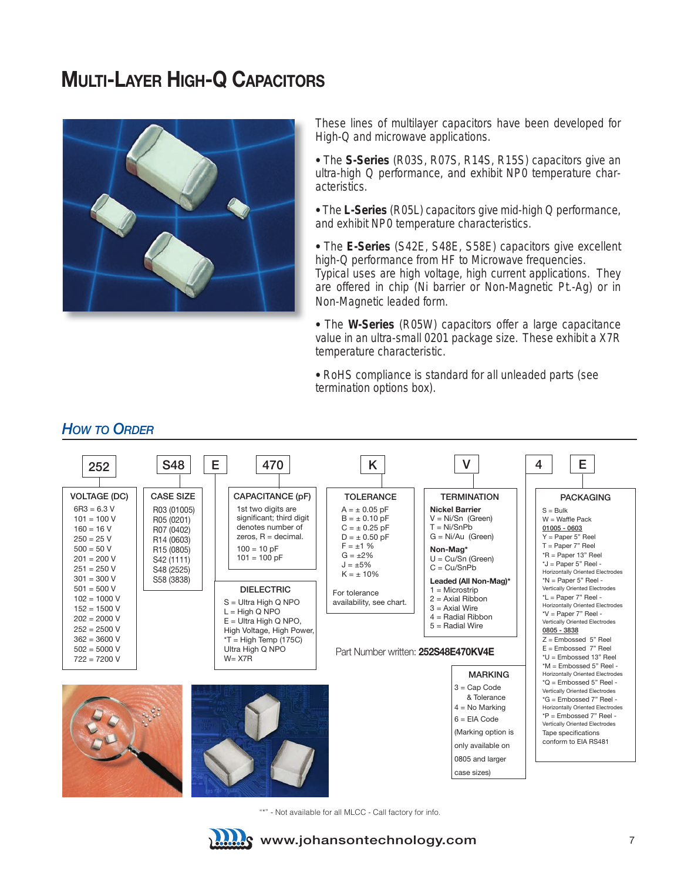# MULTI-LAYER HIGH-Q CAPACITORS

These lines of multilayer capacitors have been developed for High-Q and microwave applications.

- The **S-Series** (R03S, R07S, R14S, R15S) capacitors give an ultra-high Q performance, and exhibit NP0 temperature characteristics.
- The **L-Series** (R05L) capacitors give mid-high Q performance, and exhibit NP0 temperature characteristics.
- The **E-Series** (S42E, S48E, S58E) capacitors give excellent high-Q performance from HF to Microwave frequencies. Typical uses are high voltage, high current applications. They are offered in chip (Ni barrier or Non-Magnetic Pt.-Ag) or in Non-Magnetic leaded form.
- The **W-Series** (R05W) capacitors offer a large capacitance value in an ultra-small 0201 package size. These exhibit a X7R temperature characteristic.
- RoHS compliance is standard for all unleaded parts (see termination options box).

## HOW TO ORDER

| 252 | S48 | E | 470 | K | V | 4 | E |
|---|---|---|---|---|---|---|---|

**VOLTAGE (DC)**
- 6R3 = 6.3 V
- 101 = 100 V
- 160 = 16 V
- 250 = 25 V
- 500 = 50 V
- 201 = 200 V
- 251 = 250 V
- 301 = 300 V
- 501 = 500 V
- 102 = 1000 V
- 152 = 1500 V
- 202 = 2000 V
- 252 = 2500 V
- 362 = 3600 V
- 502 = 5000 V
- 722 = 7200 V

**CASE SIZE**
- R03 (01005)
- R05 (0201)
- R07 (0402)
- R14 (0603)
- R15 (0805)
- S42 (1111)
- S48 (2525)
- S58 (3838)

**DIELECTRIC**
- S = Ultra High Q NPO
- L = High Q NPO
- E = Ultra High Q NPO, High Voltage, High Power,
- *T = High Temp (175C) Ultra High Q NPO
- W= X7R

**CAPACITANCE (pF)**

1st two digits are significant; third digit denotes number of zeros, R = decimal.
- 100 = 10 pF
- 101 = 100 pF

**TOLERANCE**
- A = ± 0.05 pF
- B = ± 0.10 pF
- C = ± 0.25 pF
- D = ± 0.50 pF
- F = ±1 %
- G = ±2%
- J = ±5%
- K = ± 10%

For tolerance availability, see chart.

**TERMINATION**

**Nickel Barrier**
- V = Ni/Sn (Green)
- T = Ni/SnPb
- G = Ni/Au (Green)

**Non-Mag***
- U = Cu/Sn (Green)
- C = Cu/SnPb

**Leaded (All Non-Mag)***
- 1 = Microstrip
- 2 = Axial Ribbon
- 3 = Axial Wire
- 4 = Radial Ribbon
- 5 = Radial Wire

Part Number written: **252S48E470KV4E**

**MARKING**
- 3 = Cap Code & Tolerance
- 4 = No Marking
- 6 = EIA Code

(Marking option is only available on 0805 and larger case sizes)

**PACKAGING**
- S = Bulk
- W = Waffle Pack

01005 - 0603
- Y = Paper 5" Reel
- T = Paper 7" Reel
- *R = Paper 13" Reel
- *J = Paper 5" Reel - Horizontally Oriented Electrodes
- *N = Paper 5" Reel - Vertically Oriented Electrodes
- *L = Paper 7" Reel - Horizontally Oriented Electrodes
- *V = Paper 7" Reel - Vertically Oriented Electrodes

0805 - 3838
- Z = Embossed 5" Reel
- E = Embossed 7" Reel
- *U = Embossed 13" Reel
- *M = Embossed 5" Reel - Horizontally Oriented Electrodes
- *Q = Embossed 5" Reel - Vertically Oriented Electrodes
- *G = Embossed 7" Reel - Horizontally Oriented Electrodes
- *P = Embossed 7" Reel - Vertically Oriented Electrodes

Tape specifications conform to EIA RS481

"*" - Not available for all MLCC - Call factory for info.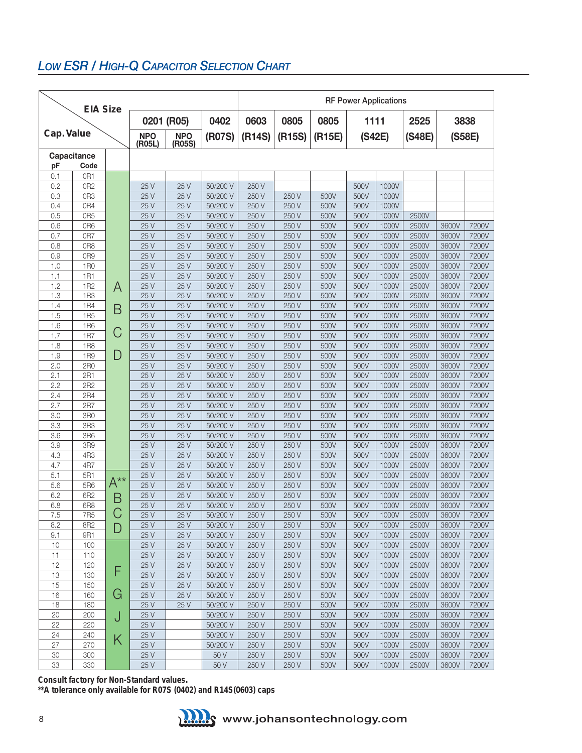## Low ESR / High-Q Capacitor Selection Chart

| Cap. Value | | EIA Size | 0201 (R05) | | 0402 | RF Power Applications | | | | | | | |
|---|---|---|---|---|---|---|---|---|---|---|---|---|---|
| | | | | | | 0603 | 0805 | 0805 | 1111 | | 2525 | 3838 | |
| | | | NPO (R05L) | NPO (R05S) | (R07S) | (R14S) | (R15S) | (R15E) | (S42E) | | (S48E) | (S58E) | |
| Capacitance pF | Code | | | | | | | | | | | | |
| 0.1 | 0R1 | | | | | | | | | | | | |
| 0.2 | 0R2 | | 25 V | 25 V | 50/200 V | 250 V | | | 500V | 1000V | | | |
| 0.3 | 0R3 | | 25 V | 25 V | 50/200 V | 250 V | 250 V | 500V | 500V | 1000V | | | |
| 0.4 | 0R4 | | 25 V | 25 V | 50/200 V | 250 V | 250 V | 500V | 500V | 1000V | | | |
| 0.5 | 0R5 | | 25 V | 25 V | 50/200 V | 250 V | 250 V | 500V | 500V | 1000V | 2500V | | |
| 0.6 | 0R6 | | 25 V | 25 V | 50/200 V | 250 V | 250 V | 500V | 500V | 1000V | 2500V | 3600V | 7200V |
| 0.7 | 0R7 | | 25 V | 25 V | 50/200 V | 250 V | 250 V | 500V | 500V | 1000V | 2500V | 3600V | 7200V |
| 0.8 | 0R8 | | 25 V | 25 V | 50/200 V | 250 V | 250 V | 500V | 500V | 1000V | 2500V | 3600V | 7200V |
| 0.9 | 0R9 | | 25 V | 25 V | 50/200 V | 250 V | 250 V | 500V | 500V | 1000V | 2500V | 3600V | 7200V |
| 1.0 | 1R0 | | 25 V | 25 V | 50/200 V | 250 V | 250 V | 500V | 500V | 1000V | 2500V | 3600V | 7200V |
| 1.1 | 1R1 | | 25 V | 25 V | 50/200 V | 250 V | 250 V | 500V | 500V | 1000V | 2500V | 3600V | 7200V |
| 1.2 | 1R2 | A | 25 V | 25 V | 50/200 V | 250 V | 250 V | 500V | 500V | 1000V | 2500V | 3600V | 7200V |
| 1.3 | 1R3 | | 25 V | 25 V | 50/200 V | 250 V | 250 V | 500V | 500V | 1000V | 2500V | 3600V | 7200V |
| 1.4 | 1R4 | B | 25 V | 25 V | 50/200 V | 250 V | 250 V | 500V | 500V | 1000V | 2500V | 3600V | 7200V |
| 1.5 | 1R5 | | 25 V | 25 V | 50/200 V | 250 V | 250 V | 500V | 500V | 1000V | 2500V | 3600V | 7200V |
| 1.6 | 1R6 | C | 25 V | 25 V | 50/200 V | 250 V | 250 V | 500V | 500V | 1000V | 2500V | 3600V | 7200V |
| 1.7 | 1R7 | | 25 V | 25 V | 50/200 V | 250 V | 250 V | 500V | 500V | 1000V | 2500V | 3600V | 7200V |
| 1.8 | 1R8 | D | 25 V | 25 V | 50/200 V | 250 V | 250 V | 500V | 500V | 1000V | 2500V | 3600V | 7200V |
| 1.9 | 1R9 | | 25 V | 25 V | 50/200 V | 250 V | 250 V | 500V | 500V | 1000V | 2500V | 3600V | 7200V |
| 2.0 | 2R0 | | 25 V | 25 V | 50/200 V | 250 V | 250 V | 500V | 500V | 1000V | 2500V | 3600V | 7200V |
| 2.1 | 2R1 | | 25 V | 25 V | 50/200 V | 250 V | 250 V | 500V | 500V | 1000V | 2500V | 3600V | 7200V |
| 2.2 | 2R2 | | 25 V | 25 V | 50/200 V | 250 V | 250 V | 500V | 500V | 1000V | 2500V | 3600V | 7200V |
| 2.4 | 2R4 | | 25 V | 25 V | 50/200 V | 250 V | 250 V | 500V | 500V | 1000V | 2500V | 3600V | 7200V |
| 2.7 | 2R7 | | 25 V | 25 V | 50/200 V | 250 V | 250 V | 500V | 500V | 1000V | 2500V | 3600V | 7200V |
| 3.0 | 3R0 | | 25 V | 25 V | 50/200 V | 250 V | 250 V | 500V | 500V | 1000V | 2500V | 3600V | 7200V |
| 3.3 | 3R3 | | 25 V | 25 V | 50/200 V | 250 V | 250 V | 500V | 500V | 1000V | 2500V | 3600V | 7200V |
| 3.6 | 3R6 | | 25 V | 25 V | 50/200 V | 250 V | 250 V | 500V | 500V | 1000V | 2500V | 3600V | 7200V |
| 3.9 | 3R9 | | 25 V | 25 V | 50/200 V | 250 V | 250 V | 500V | 500V | 1000V | 2500V | 3600V | 7200V |
| 4.3 | 4R3 | | 25 V | 25 V | 50/200 V | 250 V | 250 V | 500V | 500V | 1000V | 2500V | 3600V | 7200V |
| 4.7 | 4R7 | | 25 V | 25 V | 50/200 V | 250 V | 250 V | 500V | 500V | 1000V | 2500V | 3600V | 7200V |
| 5.1 | 5R1 | A** | 25 V | 25 V | 50/200 V | 250 V | 250 V | 500V | 500V | 1000V | 2500V | 3600V | 7200V |
| 5.6 | 5R6 | | 25 V | 25 V | 50/200 V | 250 V | 250 V | 500V | 500V | 1000V | 2500V | 3600V | 7200V |
| 6.2 | 6R2 | B | 25 V | 25 V | 50/200 V | 250 V | 250 V | 500V | 500V | 1000V | 2500V | 3600V | 7200V |
| 6.8 | 6R8 | | 25 V | 25 V | 50/200 V | 250 V | 250 V | 500V | 500V | 1000V | 2500V | 3600V | 7200V |
| 7.5 | 7R5 | C | 25 V | 25 V | 50/200 V | 250 V | 250 V | 500V | 500V | 1000V | 2500V | 3600V | 7200V |
| 8.2 | 8R2 | D | 25 V | 25 V | 50/200 V | 250 V | 250 V | 500V | 500V | 1000V | 2500V | 3600V | 7200V |
| 9.1 | 9R1 | | 25 V | 25 V | 50/200 V | 250 V | 250 V | 500V | 500V | 1000V | 2500V | 3600V | 7200V |
| 10 | 100 | | 25 V | 25 V | 50/200 V | 250 V | 250 V | 500V | 500V | 1000V | 2500V | 3600V | 7200V |
| 11 | 110 | | 25 V | 25 V | 50/200 V | 250 V | 250 V | 500V | 500V | 1000V | 2500V | 3600V | 7200V |
| 12 | 120 | F | 25 V | 25 V | 50/200 V | 250 V | 250 V | 500V | 500V | 1000V | 2500V | 3600V | 7200V |
| 13 | 130 | | 25 V | 25 V | 50/200 V | 250 V | 250 V | 500V | 500V | 1000V | 2500V | 3600V | 7200V |
| 15 | 150 | | 25 V | 25 V | 50/200 V | 250 V | 250 V | 500V | 500V | 1000V | 2500V | 3600V | 7200V |
| 16 | 160 | G | 25 V | 25 V | 50/200 V | 250 V | 250 V | 500V | 500V | 1000V | 2500V | 3600V | 7200V |
| 18 | 180 | | 25 V | 25 V | 50/200 V | 250 V | 250 V | 500V | 500V | 1000V | 2500V | 3600V | 7200V |
| 20 | 200 | J | 25 V | | 50/200 V | 250 V | 250 V | 500V | 500V | 1000V | 2500V | 3600V | 7200V |
| 22 | 220 | | 25 V | | 50/200 V | 250 V | 250 V | 500V | 500V | 1000V | 2500V | 3600V | 7200V |
| 24 | 240 | K | 25 V | | 50/200 V | 250 V | 250 V | 500V | 500V | 1000V | 2500V | 3600V | 7200V |
| 27 | 270 | | 25 V | | 50/200 V | 250 V | 250 V | 500V | 500V | 1000V | 2500V | 3600V | 7200V |
| 30 | 300 | | 25 V | | 50 V | 250 V | 250 V | 500V | 500V | 1000V | 2500V | 3600V | 7200V |
| 33 | 330 | | 25 V | | 50 V | 250 V | 250 V | 500V | 500V | 1000V | 2500V | 3600V | 7200V |

**Consult factory for Non-Standard values.**
****A tolerance only available for R07S (0402) and R14S(0603) caps**

www.johansontechnology.com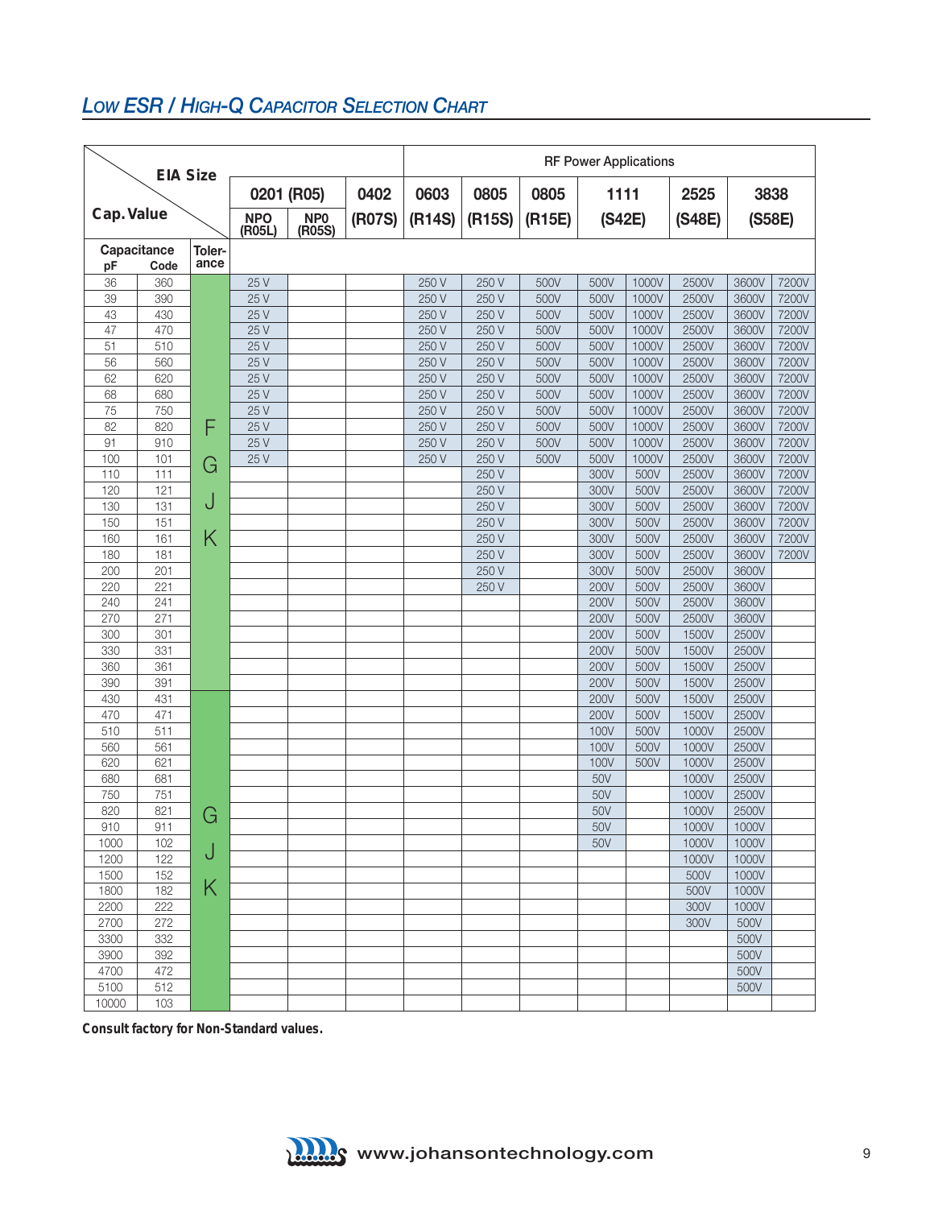## LOW ESR / HIGH-Q CAPACITOR SELECTION CHART

| Cap. Value / EIA Size | | | 0201 (R05) | | 0402 | RF Power Applications | | | | | | | |
|---|---|---|---|---|---|---|---|---|---|---|---|---|---|
| | | | NPO (R05L) | NP0 (R05S) | (R07S) | 0603 (R14S) | 0805 (R15S) | 0805 (R15E) | 1111 (S42E) | | 2525 (S48E) | 3838 (S58E) | |
| Capacitance pF | Code | Toler-ance | | | | | | | | | | | |
| 36 | 360 | F | 25 V | | | 250 V | 250 V | 500V | 500V | 1000V | 2500V | 3600V | 7200V |
| 39 | 390 | F | 25 V | | | 250 V | 250 V | 500V | 500V | 1000V | 2500V | 3600V | 7200V |
| 43 | 430 | F | 25 V | | | 250 V | 250 V | 500V | 500V | 1000V | 2500V | 3600V | 7200V |
| 47 | 470 | F | 25 V | | | 250 V | 250 V | 500V | 500V | 1000V | 2500V | 3600V | 7200V |
| 51 | 510 | F | 25 V | | | 250 V | 250 V | 500V | 500V | 1000V | 2500V | 3600V | 7200V |
| 56 | 560 | F | 25 V | | | 250 V | 250 V | 500V | 500V | 1000V | 2500V | 3600V | 7200V |
| 62 | 620 | F | 25 V | | | 250 V | 250 V | 500V | 500V | 1000V | 2500V | 3600V | 7200V |
| 68 | 680 | F | 25 V | | | 250 V | 250 V | 500V | 500V | 1000V | 2500V | 3600V | 7200V |
| 75 | 750 | F | 25 V | | | 250 V | 250 V | 500V | 500V | 1000V | 2500V | 3600V | 7200V |
| 82 | 820 | F | 25 V | | | 250 V | 250 V | 500V | 500V | 1000V | 2500V | 3600V | 7200V |
| 91 | 910 | F | 25 V | | | 250 V | 250 V | 500V | 500V | 1000V | 2500V | 3600V | 7200V |
| 100 | 101 | G | 25 V | | | 250 V | 250 V | 500V | 500V | 1000V | 2500V | 3600V | 7200V |
| 110 | 111 | G | | | | | 250 V | | 300V | 500V | 2500V | 3600V | 7200V |
| 120 | 121 | J | | | | | 250 V | | 300V | 500V | 2500V | 3600V | 7200V |
| 130 | 131 | J | | | | | 250 V | | 300V | 500V | 2500V | 3600V | 7200V |
| 150 | 151 | K | | | | | 250 V | | 300V | 500V | 2500V | 3600V | 7200V |
| 160 | 161 | K | | | | | 250 V | | 300V | 500V | 2500V | 3600V | 7200V |
| 180 | 181 | K | | | | | 250 V | | 300V | 500V | 2500V | 3600V | 7200V |
| 200 | 201 | K | | | | | 250 V | | 300V | 500V | 2500V | 3600V | |
| 220 | 221 | K | | | | | 250 V | | 200V | 500V | 2500V | 3600V | |
| 240 | 241 | K | | | | | | | 200V | 500V | 2500V | 3600V | |
| 270 | 271 | K | | | | | | | 200V | 500V | 2500V | 3600V | |
| 300 | 301 | K | | | | | | | 200V | 500V | 1500V | 2500V | |
| 330 | 331 | K | | | | | | | 200V | 500V | 1500V | 2500V | |
| 360 | 361 | K | | | | | | | 200V | 500V | 1500V | 2500V | |
| 390 | 391 | K | | | | | | | 200V | 500V | 1500V | 2500V | |
| 430 | 431 | G, J, K | | | | | | | 200V | 500V | 1500V | 2500V | |
| 470 | 471 | G, J, K | | | | | | | 200V | 500V | 1500V | 2500V | |
| 510 | 511 | G, J, K | | | | | | | 100V | 500V | 1000V | 2500V | |
| 560 | 561 | G, J, K | | | | | | | 100V | 500V | 1000V | 2500V | |
| 620 | 621 | G, J, K | | | | | | | 100V | 500V | 1000V | 2500V | |
| 680 | 681 | G, J, K | | | | | | | 50V | | 1000V | 2500V | |
| 750 | 751 | G, J, K | | | | | | | 50V | | 1000V | 2500V | |
| 820 | 821 | G, J, K | | | | | | | 50V | | 1000V | 2500V | |
| 910 | 911 | G, J, K | | | | | | | 50V | | 1000V | 1000V | |
| 1000 | 102 | G, J, K | | | | | | | 50V | | 1000V | 1000V | |
| 1200 | 122 | G, J, K | | | | | | | | | 1000V | 1000V | |
| 1500 | 152 | G, J, K | | | | | | | | | 500V | 1000V | |
| 1800 | 182 | G, J, K | | | | | | | | | 500V | 1000V | |
| 2200 | 222 | G, J, K | | | | | | | | | 300V | 1000V | |
| 2700 | 272 | G, J, K | | | | | | | | | 300V | 500V | |
| 3300 | 332 | G, J, K | | | | | | | | | | 500V | |
| 3900 | 392 | G, J, K | | | | | | | | | | 500V | |
| 4700 | 472 | G, J, K | | | | | | | | | | 500V | |
| 5100 | 512 | G, J, K | | | | | | | | | | 500V | |
| 10000 | 103 | G, J, K | | | | | | | | | | | |

**Consult factory for Non-Standard values.**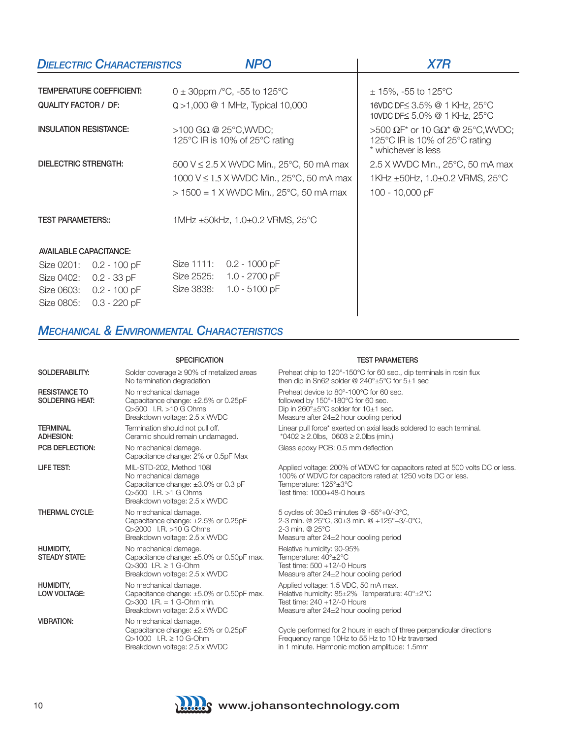## *Dielectric Characteristics*

| | NPO | X7R |
|---|---|---|
| TEMPERATURE COEFFICIENT: | 0 ± 30ppm /°C, -55 to 125°C | ± 15%, -55 to 125°C |
| QUALITY FACTOR / DF: | Q >1,000 @ 1 MHz, Typical 10,000 | 16VDC DF≤ 3.5% @ 1 KHz, 25°C<br>10VDC DF≤ 5.0% @ 1 KHz, 25°C |
| INSULATION RESISTANCE: | >100 GΩ @ 25°C,WVDC;<br>125°C IR is 10% of 25°C rating | >500 ΩF* or 10 GΩ* @ 25°C,WVDC;<br>125°C IR is 10% of 25°C rating<br>* whichever is less |
| DIELECTRIC STRENGTH: | 500 V ≤ 2.5 X WVDC Min., 25°C, 50 mA max<br>1000 V ≤ 1.5 X WVDC Min., 25°C, 50 mA max<br>> 1500 = 1 X WVDC Min., 25°C, 50 mA max | 2.5 X WVDC Min., 25°C, 50 mA max<br>1KHz ±50Hz, 1.0±0.2 VRMS, 25°C<br>100 - 10,000 pF |
| TEST PARAMETERS:: | 1MHz ±50kHz, 1.0±0.2 VRMS, 25°C | |

**AVAILABLE CAPACITANCE:**

| Size | Capacitance | Size | Capacitance |
|---|---|---|---|
| Size 0201: | 0.2 - 100 pF | Size 1111: | 0.2 - 1000 pF |
| Size 0402: | 0.2 - 33 pF | Size 2525: | 1.0 - 2700 pF |
| Size 0603: | 0.2 - 100 pF | Size 3838: | 1.0 - 5100 pF |
| Size 0805: | 0.3 - 220 pF | | |

## *Mechanical & Environmental Characteristics*

| | SPECIFICATION | TEST PARAMETERS |
|---|---|---|
| SOLDERABILITY: | Solder coverage ≥ 90% of metalized areas<br>No termination degradation | Preheat chip to 120°-150°C for 60 sec., dip terminals in rosin flux<br>then dip in Sn62 solder @ 240°±5°C for 5±1 sec |
| RESISTANCE TO SOLDERING HEAT: | No mechanical damage<br>Capacitance change: ±2.5% or 0.25pF<br>Q>500 I.R. >10 G Ohms<br>Breakdown voltage: 2.5 x WVDC | Preheat device to 80°-100°C for 60 sec.<br>followed by 150°-180°C for 60 sec.<br>Dip in 260°±5°C solder for 10±1 sec.<br>Measure after 24±2 hour cooling period |
| TERMINAL ADHESION: | Termination should not pull off.<br>Ceramic should remain undamaged. | Linear pull force* exerted on axial leads soldered to each terminal.<br>*0402 ≥ 2.0lbs, 0603 ≥ 2.0lbs (min.) |
| PCB DEFLECTION: | No mechanical damage.<br>Capacitance change: 2% or 0.5pF Max | Glass epoxy PCB: 0.5 mm deflection |
| LIFE TEST: | MIL-STD-202, Method 108I<br>No mechanical damage<br>Capacitance change: ±3.0% or 0.3 pF<br>Q>500 I.R. >1 G Ohms<br>Breakdown voltage: 2.5 x WVDC | Applied voltage: 200% of WDVC for capacitors rated at 500 volts DC or less.<br>100% of WDVC for capacitors rated at 1250 volts DC or less.<br>Temperature: 125°±3°C<br>Test time: 1000+48-0 hours |
| THERMAL CYCLE: | No mechanical damage.<br>Capacitance change: ±2.5% or 0.25pF<br>Q>2000 I.R. >10 G Ohms<br>Breakdown voltage: 2.5 x WVDC | 5 cycles of: 30±3 minutes @ -55°+0/-3°C,<br>2-3 min. @ 25°C, 30±3 min. @ +125°+3/-0°C,<br>2-3 min. @ 25°C<br>Measure after 24±2 hour cooling period |
| HUMIDITY, STEADY STATE: | No mechanical damage.<br>Capacitance change: ±5.0% or 0.50pF max.<br>Q>300 I.R. ≥ 1 G-Ohm<br>Breakdown voltage: 2.5 x WVDC | Relative humidity: 90-95%<br>Temperature: 40°±2°C<br>Test time: 500 +12/-0 Hours<br>Measure after 24±2 hour cooling period |
| HUMIDITY, LOW VOLTAGE: | No mechanical damage.<br>Capacitance change: ±5.0% or 0.50pF max.<br>Q>300 I.R. = 1 G-Ohm min.<br>Breakdown voltage: 2.5 x WVDC | Applied voltage: 1.5 VDC, 50 mA max.<br>Relative humidity: 85±2% Temperature: 40°±2°C<br>Test time: 240 +12/-0 Hours<br>Measure after 24±2 hour cooling period |
| VIBRATION: | No mechanical damage.<br>Capacitance change: ±2.5% or 0.25pF<br>Q>1000 I.R. ≥ 10 G-Ohm<br>Breakdown voltage: 2.5 x WVDC | Cycle performed for 2 hours in each of three perpendicular directions<br>Frequency range 10Hz to 55 Hz to 10 Hz traversed<br>in 1 minute. Harmonic motion amplitude: 1.5mm |

www.johansontechnology.com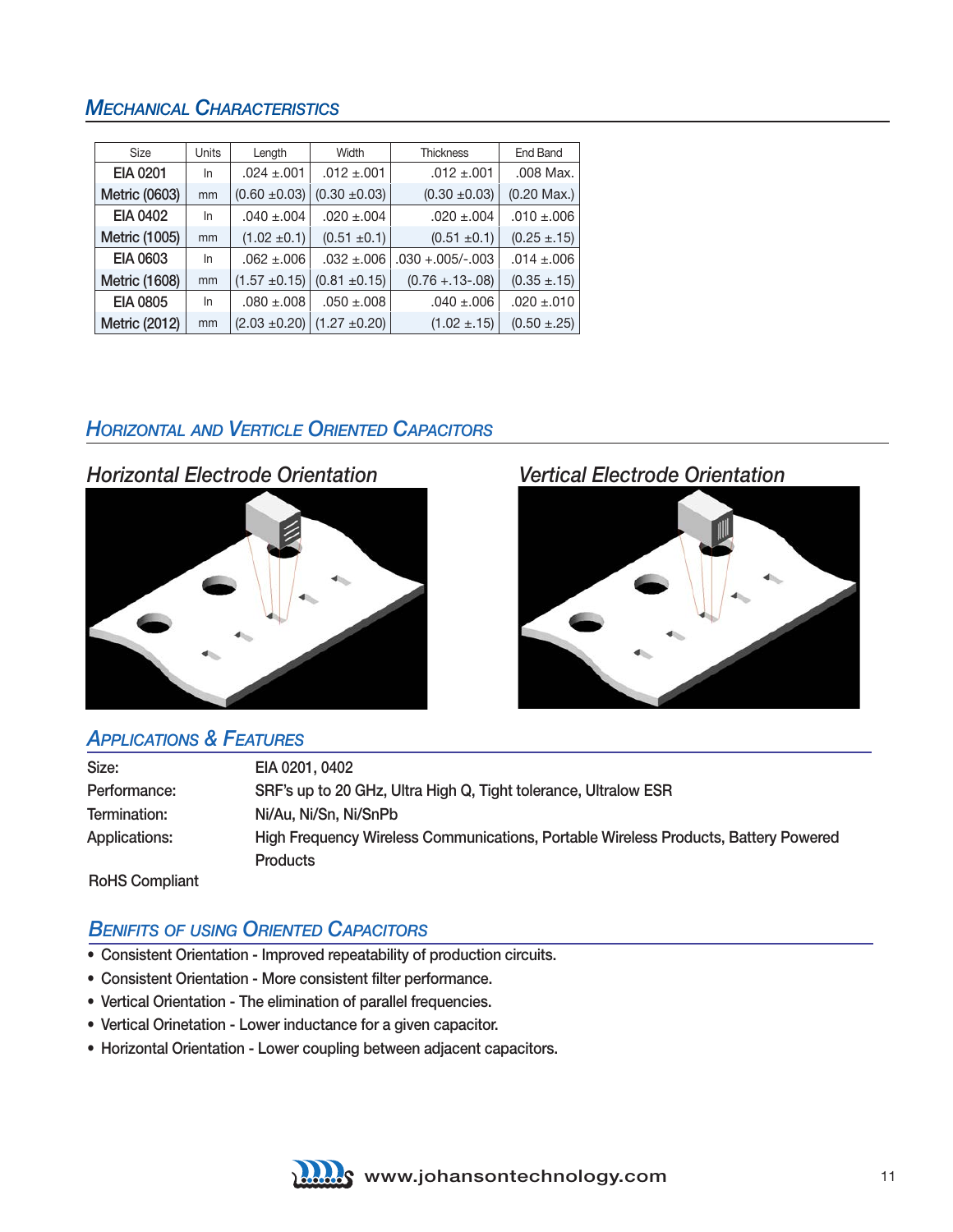## Mechanical Characteristics

| Size | Units | Length | Width | Thickness | End Band |
|---|---|---|---|---|---|
| EIA 0201 | In | .024 ±.001 | .012 ±.001 | .012 ±.001 | .008 Max. |
| Metric (0603) | mm | (0.60 ±0.03) | (0.30 ±0.03) | (0.30 ±0.03) | (0.20 Max.) |
| EIA 0402 | In | .040 ±.004 | .020 ±.004 | .020 ±.004 | .010 ±.006 |
| Metric (1005) | mm | (1.02 ±0.1) | (0.51 ±0.1) | (0.51 ±0.1) | (0.25 ±.15) |
| EIA 0603 | In | .062 ±.006 | .032 ±.006 | .030 +.005/-.003 | .014 ±.006 |
| Metric (1608) | mm | (1.57 ±0.15) | (0.81 ±0.15) | (0.76 +.13-.08) | (0.35 ±.15) |
| EIA 0805 | In | .080 ±.008 | .050 ±.008 | .040 ±.006 | .020 ±.010 |
| Metric (2012) | mm | (2.03 ±0.20) | (1.27 ±0.20) | (1.02 ±.15) | (0.50 ±.25) |

## Horizontal and Verticle Oriented Capacitors

### Horizontal Electrode Orientation

### Vertical Electrode Orientation

## Applications & Features

| | |
|---|---|
| Size: | EIA 0201, 0402 |
| Performance: | SRF's up to 20 GHz, Ultra High Q, Tight tolerance, Ultralow ESR |
| Termination: | Ni/Au, Ni/Sn, Ni/SnPb |
| Applications: | High Frequency Wireless Communications, Portable Wireless Products, Battery Powered Products |

RoHS Compliant

## Benifits of Using Oriented Capacitors

- Consistent Orientation - Improved repeatability of production circuits.
- Consistent Orientation - More consistent filter performance.
- Vertical Orientation - The elimination of parallel frequencies.
- Vertical Orinetation - Lower inductance for a given capacitor.
- Horizontal Orientation - Lower coupling between adjacent capacitors.

www.johansontechnology.com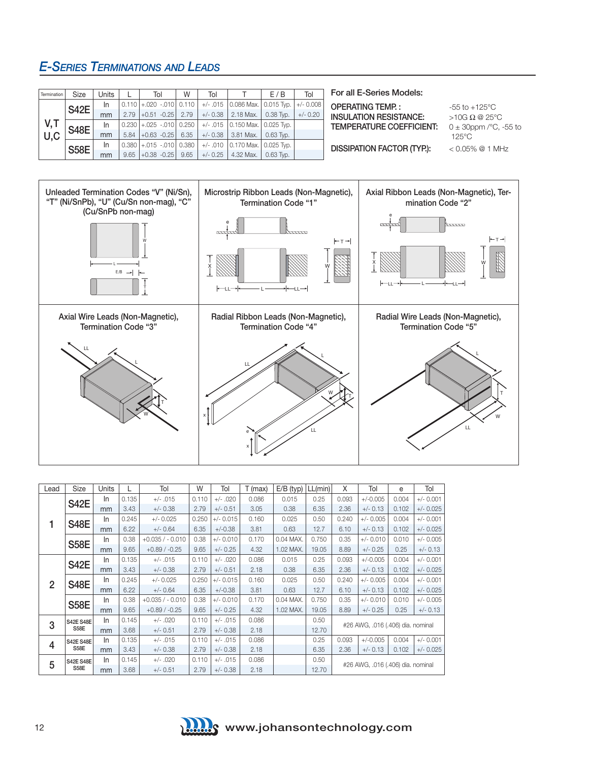## E-SERIES TERMINATIONS AND LEADS

| Termination | Size | Units | L | Tol | W | Tol | T | E / B | Tol |
|---|---|---|---|---|---|---|---|---|---|
| V,T U,C | S42E | In | 0.110 | +.020 -.010 | 0.110 | +/- .015 | 0.086 Max. | 0.015 Typ. | +/- 0.008 |
| | | mm | 2.79 | +0.51 -0.25 | 2.79 | +/- 0.38 | 2.18 Max. | 0.38 Typ. | +/- 0.20 |
| | S48E | In | 0.230 | +.025 -.010 | 0.250 | +/- .015 | 0.150 Max. | 0.025 Typ. | |
| | | mm | 5.84 | +0.63 -0.25 | 6.35 | +/- 0.38 | 3.81 Max. | 0.63 Typ. | |
| | S58E | In | 0.380 | +.015 -.010 | 0.380 | +/- .010 | 0.170 Max. | 0.025 Typ. | |
| | | mm | 9.65 | +0.38 -0.25 | 9.65 | +/- 0.25 | 4.32 Max. | 0.63 Typ. | |

**For all E-Series Models:**

| | |
|---|---|
| **OPERATING TEMP.:** | -55 to +125°C |
| **INSULATION RESISTANCE:** | >10G Ω @ 25°C |
| **TEMPERATURE COEFFICIENT:** | 0 ± 30ppm /°C, -55 to 125°C |
| **DISSIPATION FACTOR (TYP.):** | < 0.05% @ 1 MHz |

Unleaded Termination Codes "V" (Ni/Sn), "T" (Ni/SnPb), "U" (Cu/Sn non-mag), "C" (Cu/SnPb non-mag)

Microstrip Ribbon Leads (Non-Magnetic), Termination Code "1"

Axial Ribbon Leads (Non-Magnetic), Termination Code "2"

Axial Wire Leads (Non-Magnetic), Termination Code "3"

Radial Ribbon Leads (Non-Magnetic), Termination Code "4"

Radial Wire Leads (Non-Magnetic), Termination Code "5"

| Lead | Size | Units | L | Tol | W | Tol | T (max) | E/B (typ) | LL(min) | X | Tol | e | Tol |
|---|---|---|---|---|---|---|---|---|---|---|---|---|---|
| 1 | S42E | In | 0.135 | +/- .015 | 0.110 | +/- .020 | 0.086 | 0.015 | 0.25 | 0.093 | +/-0.005 | 0.004 | +/- 0.001 |
| | | mm | 3.43 | +/- 0.38 | 2.79 | +/- 0.51 | 3.05 | 0.38 | 6.35 | 2.36 | +/- 0.13 | 0.102 | +/- 0.025 |
| | S48E | In | 0.245 | +/- 0.025 | 0.250 | +/- 0.015 | 0.160 | 0.025 | 0.50 | 0.240 | +/- 0.005 | 0.004 | +/- 0.001 |
| | | mm | 6.22 | +/- 0.64 | 6.35 | +/-0.38 | 3.81 | 0.63 | 12.7 | 6.10 | +/- 0.13 | 0.102 | +/- 0.025 |
| | S58E | In | 0.38 | +0.035 / - 0.010 | 0.38 | +/- 0.010 | 0.170 | 0.04 MAX. | 0.750 | 0.35 | +/- 0.010 | 0.010 | +/- 0.005 |
| | | mm | 9.65 | +0.89 / -0.25 | 9.65 | +/- 0.25 | 4.32 | 1.02 MAX. | 19.05 | 8.89 | +/- 0.25 | 0.25 | +/- 0.13 |
| 2 | S42E | In | 0.135 | +/- .015 | 0.110 | +/- .020 | 0.086 | 0.015 | 0.25 | 0.093 | +/-0.005 | 0.004 | +/- 0.001 |
| | | mm | 3.43 | +/- 0.38 | 2.79 | +/- 0.51 | 2.18 | 0.38 | 6.35 | 2.36 | +/- 0.13 | 0.102 | +/- 0.025 |
| | S48E | In | 0.245 | +/- 0.025 | 0.250 | +/- 0.015 | 0.160 | 0.025 | 0.50 | 0.240 | +/- 0.005 | 0.004 | +/- 0.001 |
| | | mm | 6.22 | +/- 0.64 | 6.35 | +/-0.38 | 3.81 | 0.63 | 12.7 | 6.10 | +/- 0.13 | 0.102 | +/- 0.025 |
| | S58E | In | 0.38 | +0.035 / - 0.010 | 0.38 | +/- 0.010 | 0.170 | 0.04 MAX. | 0.750 | 0.35 | +/- 0.010 | 0.010 | +/- 0.005 |
| | | mm | 9.65 | +0.89 / -0.25 | 9.65 | +/- 0.25 | 4.32 | 1.02 MAX. | 19.05 | 8.89 | +/- 0.25 | 0.25 | +/- 0.13 |
| 3 | S42E S48E S58E | In | 0.145 | +/- .020 | 0.110 | +/- .015 | 0.086 | | 0.50 | #26 AWG, .016 (.406) dia. nominal | | | |
| | | mm | 3.68 | +/- 0.51 | 2.79 | +/- 0.38 | 2.18 | | 12.70 | | | | |
| 4 | S42E S48E S58E | In | 0.135 | +/- .015 | 0.110 | +/- .015 | 0.086 | | 0.25 | 0.093 | +/-0.005 | 0.004 | +/- 0.001 |
| | | mm | 3.43 | +/- 0.38 | 2.79 | +/- 0.38 | 2.18 | | 6.35 | 2.36 | +/- 0.13 | 0.102 | +/- 0.025 |
| 5 | S42E S48E S58E | In | 0.145 | +/- .020 | 0.110 | +/- .015 | 0.086 | | 0.50 | #26 AWG, .016 (.406) dia. nominal | | | |
| | | mm | 3.68 | +/- 0.51 | 2.79 | +/- 0.38 | 2.18 | | 12.70 | | | | |

www.johansontechnology.com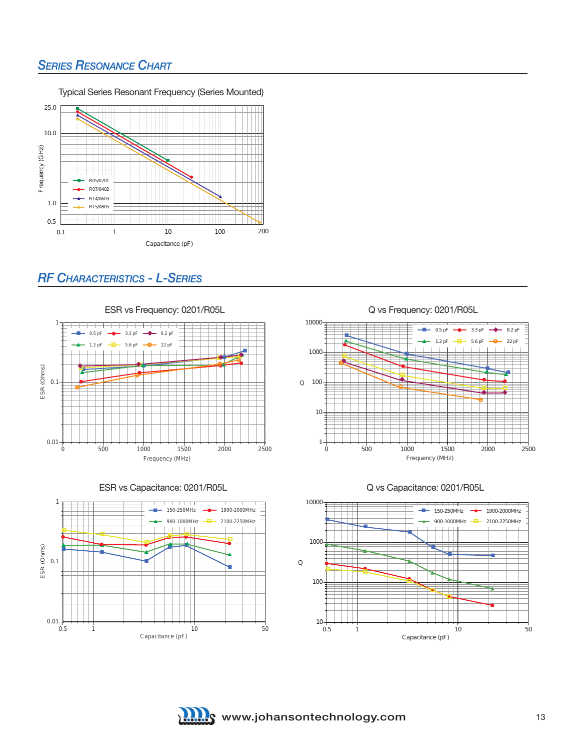## SERIES RESONANCE CHART

Typical Series Resonant Frequency (Series Mounted)

Frequency (GHz)

R05/0201
R07/0402
R14/0603
R15/0805

Capacitance (pF)

## RF CHARACTERISTICS - L-SERIES

ESR vs Frequency: 0201/R05L

Q vs Frequency: 0201/R05L

ESR vs Capacitance: 0201/R05L

Q vs Capacitance: 0201/R05L

www.johansontechnology.com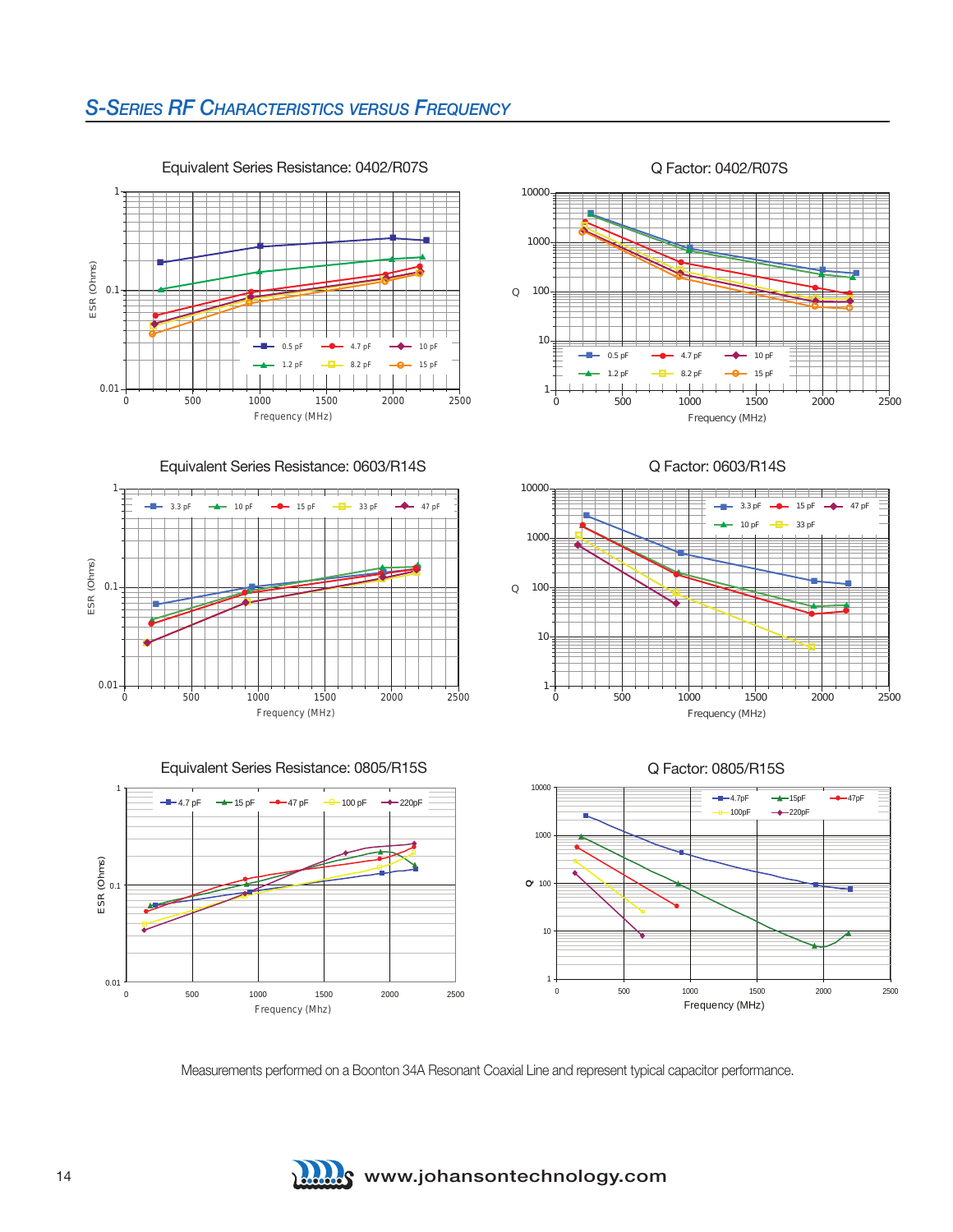## S-SERIES RF CHARACTERISTICS VERSUS FREQUENCY

Equivalent Series Resistance: 0402/R07S

Q Factor: 0402/R07S

Equivalent Series Resistance: 0603/R14S

Q Factor: 0603/R14S

Equivalent Series Resistance: 0805/R15S

Q Factor: 0805/R15S

Measurements performed on a Boonton 34A Resonant Coaxial Line and represent typical capacitor performance.

www.johansontechnology.com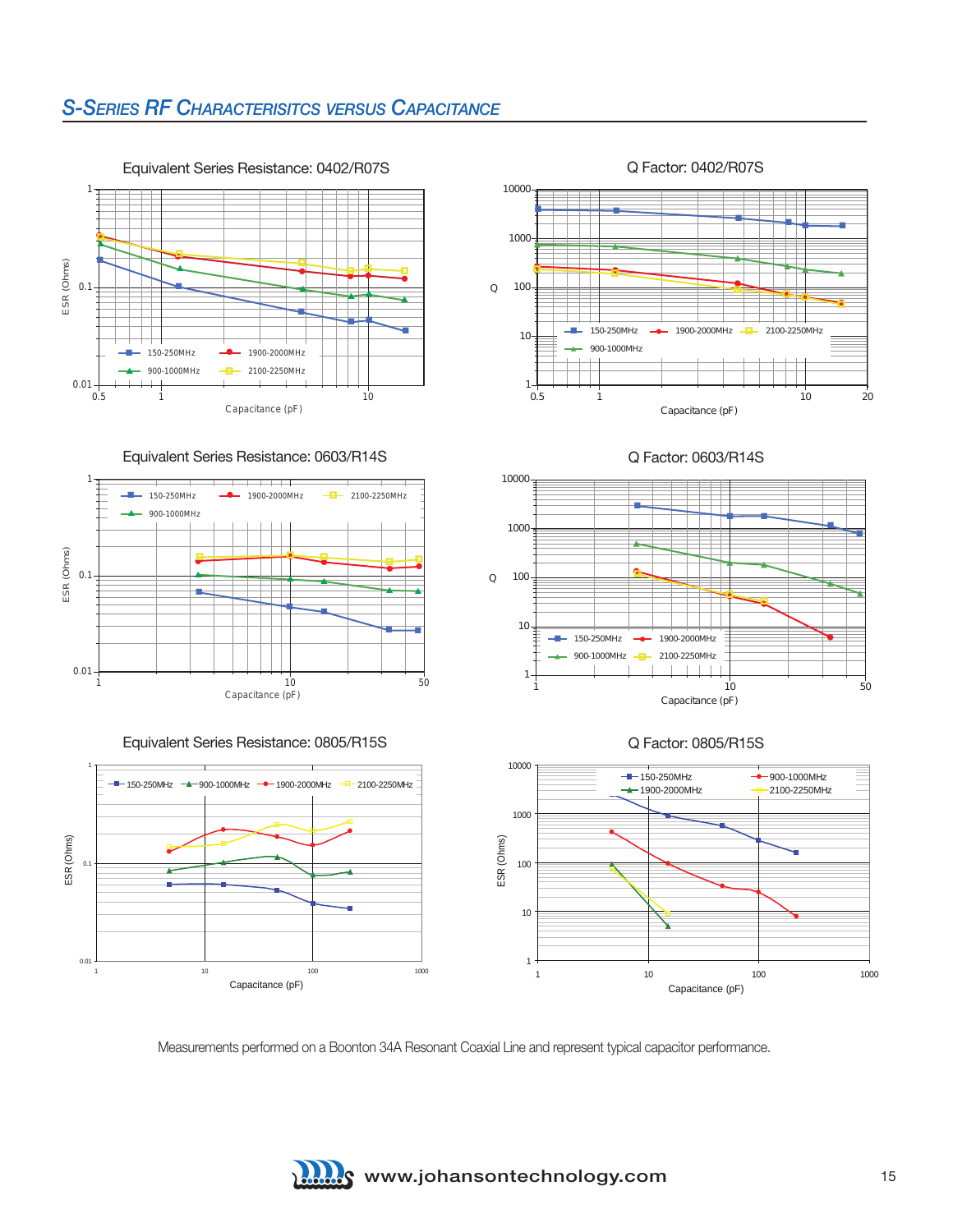## S-Series RF Characterisitcs versus Capacitance

### Equivalent Series Resistance: 0402/R07S

ESR (Ohms) vs Capacitance (pF) — 150-250MHz, 900-1000MHz, 1900-2000MHz, 2100-2250MHz

### Q Factor: 0402/R07S

Q vs Capacitance (pF) — 150-250MHz, 900-1000MHz, 1900-2000MHz, 2100-2250MHz

### Equivalent Series Resistance: 0603/R14S

ESR (Ohms) vs Capacitance (pF) — 150-250MHz, 900-1000MHz, 1900-2000MHz, 2100-2250MHz

### Q Factor: 0603/R14S

Q vs Capacitance (pF) — 150-250MHz, 900-1000MHz, 1900-2000MHz, 2100-2250MHz

### Equivalent Series Resistance: 0805/R15S

ESR (Ohms) vs Capacitance (pF) — 150-250MHz, 900-1000MHz, 1900-2000MHz, 2100-2250MHz

### Q Factor: 0805/R15S

ESR (Ohms) vs Capacitance (pF) — 150-250MHz, 900-1000MHz, 1900-2000MHz, 2100-2250MHz

Measurements performed on a Boonton 34A Resonant Coaxial Line and represent typical capacitor performance.

www.johansontechnology.com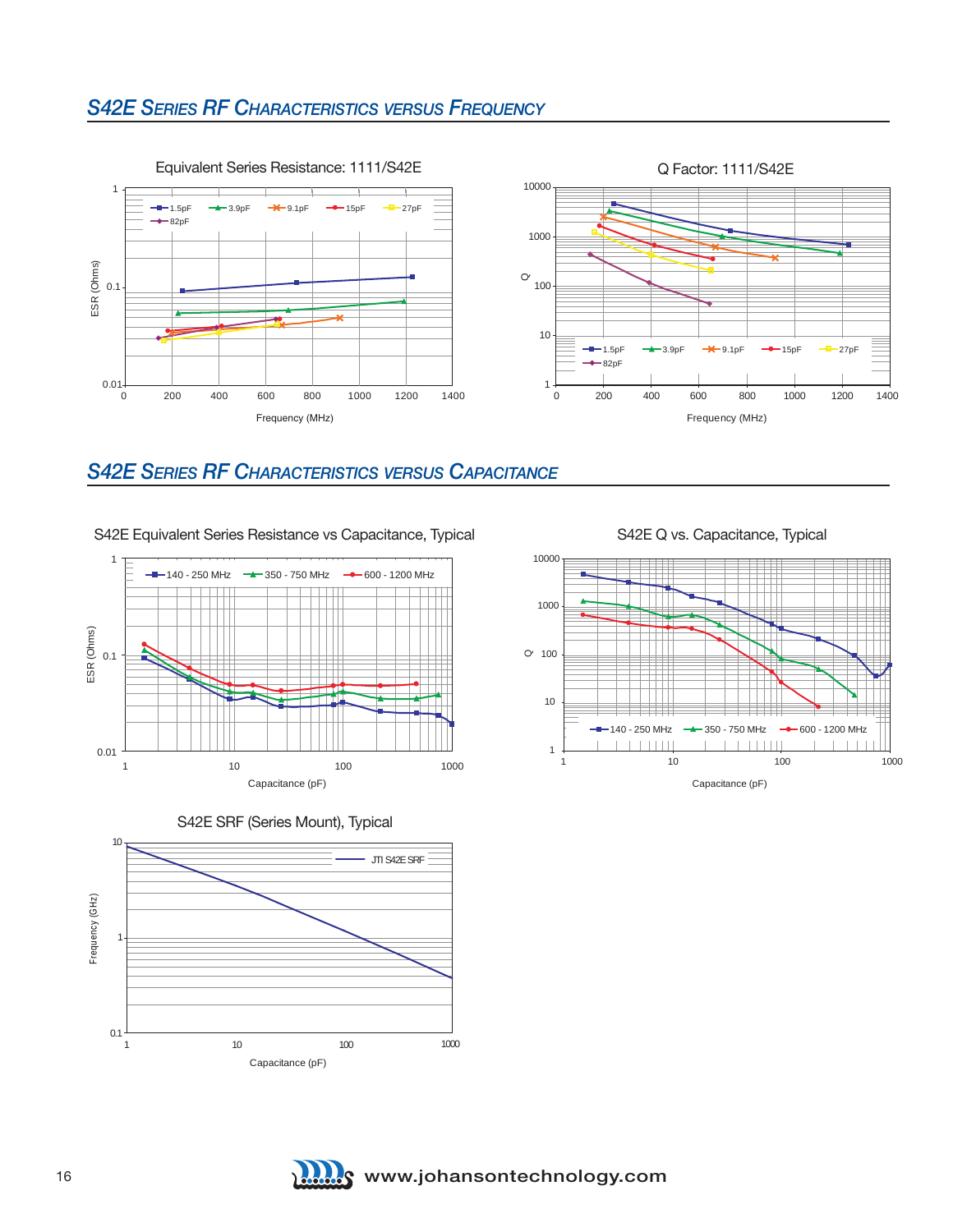## S42E SERIES RF CHARACTERISTICS VERSUS FREQUENCY

Equivalent Series Resistance: 1111/S42E

Q Factor: 1111/S42E

## S42E SERIES RF CHARACTERISTICS VERSUS CAPACITANCE

S42E Equivalent Series Resistance vs Capacitance, Typical

S42E Q vs. Capacitance, Typical

S42E SRF (Series Mount), Typical

www.johansontechnology.com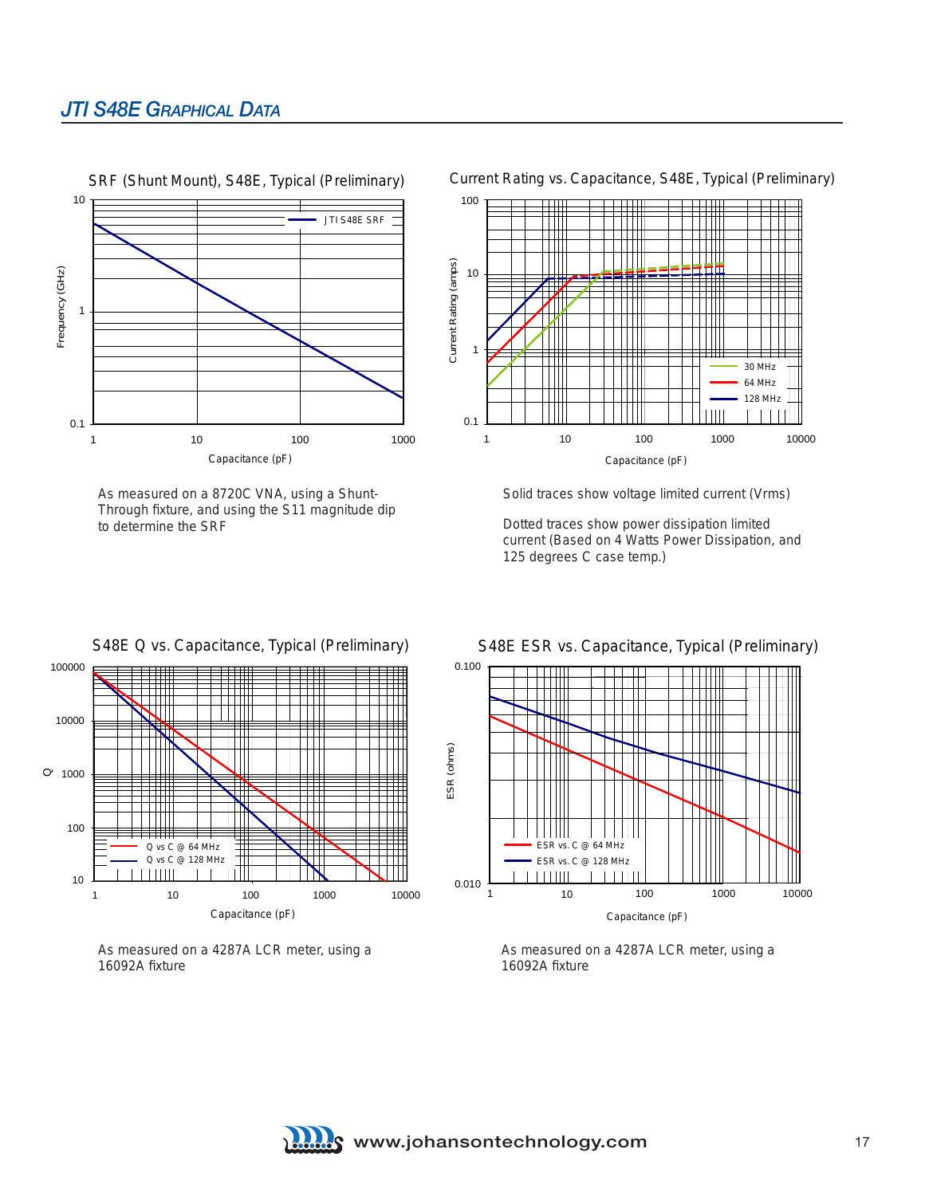## JTI S48E Graphical Data

**SRF (Shunt Mount), S48E, Typical (Preliminary)**

As measured on a 8720C VNA, using a Shunt-Through fixture, and using the S11 magnitude dip to determine the SRF

**Current Rating vs. Capacitance, S48E, Typical (Preliminary)**

Solid traces show voltage limited current (Vrms)

Dotted traces show power dissipation limited current (Based on 4 Watts Power Dissipation, and 125 degrees C case temp.)

**S48E Q vs. Capacitance, Typical (Preliminary)**

As measured on a 4287A LCR meter, using a 16092A fixture

**S48E ESR vs. Capacitance, Typical (Preliminary)**

As measured on a 4287A LCR meter, using a 16092A fixture

www.johansontechnology.com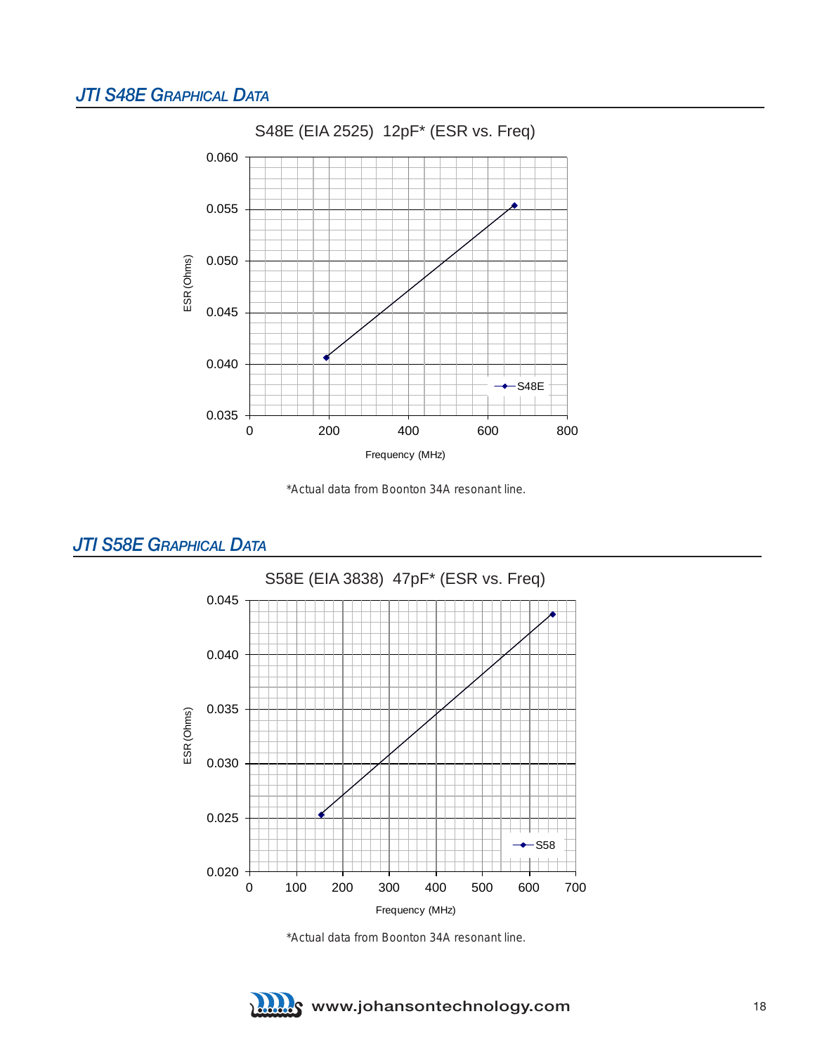## JTI S48E Graphical Data

S48E (EIA 2525) 12pF* (ESR vs. Freq)

ESR (Ohms)

0.060
0.055
0.050
0.045
0.040
0.035

0 200 400 600 800

Frequency (MHz)

S48E

*Actual data from Boonton 34A resonant line.

## JTI S58E Graphical Data

S58E (EIA 3838) 47pF* (ESR vs. Freq)

ESR (Ohms)

0.045
0.040
0.035
0.030
0.025
0.020

0 100 200 300 400 500 600 700

Frequency (MHz)

S58

*Actual data from Boonton 34A resonant line.

www.johansontechnology.com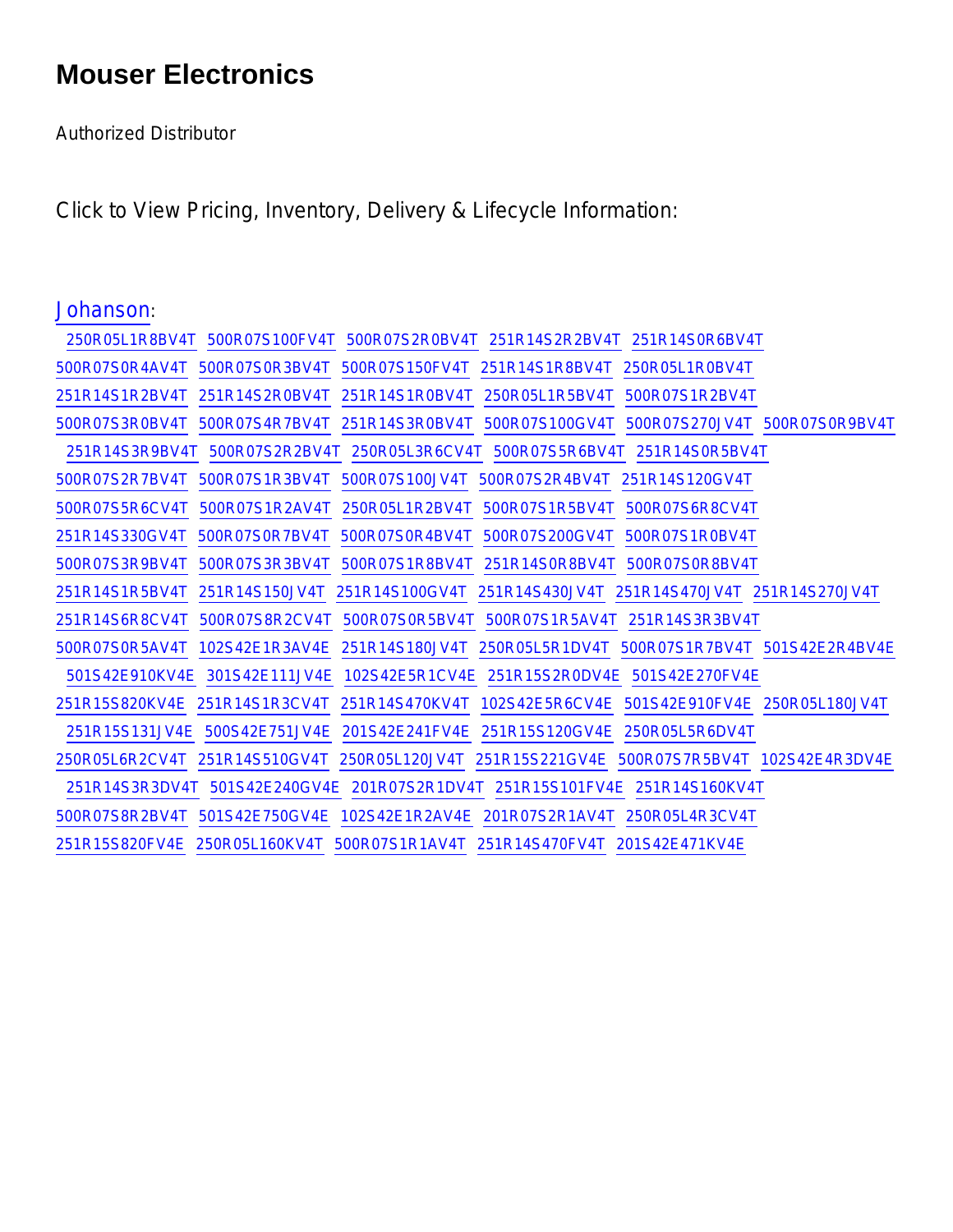# Mouser Electronics

Authorized Distributor

Click to View Pricing, Inventory, Delivery & Lifecycle Information:

Johanson:

250R05L1R8BV4T 500R07S100FV4T 500R07S2R0BV4T 251R14S2R2BV4T 251R14S0R6BV4T 500R07S0R4AV4T 500R07S0R3BV4T 500R07S150FV4T 251R14S1R8BV4T 250R05L1R0BV4T 251R14S1R2BV4T 251R14S2R0BV4T 251R14S1R0BV4T 250R05L1R5BV4T 500R07S1R2BV4T 500R07S3R0BV4T 500R07S4R7BV4T 251R14S3R0BV4T 500R07S100GV4T 500R07S270JV4T 500R07S0R9BV4T 251R14S3R9BV4T 500R07S2R2BV4T 250R05L3R6CV4T 500R07S5R6BV4T 251R14S0R5BV4T 500R07S2R7BV4T 500R07S1R3BV4T 500R07S100JV4T 500R07S2R4BV4T 251R14S120GV4T 500R07S5R6CV4T 500R07S1R2AV4T 250R05L1R2BV4T 500R07S1R5BV4T 500R07S6R8CV4T 251R14S330GV4T 500R07S0R7BV4T 500R07S0R4BV4T 500R07S200GV4T 500R07S1R0BV4T 500R07S3R9BV4T 500R07S3R3BV4T 500R07S1R8BV4T 251R14S0R8BV4T 500R07S0R8BV4T 251R14S1R5BV4T 251R14S150JV4T 251R14S100GV4T 251R14S430JV4T 251R14S470JV4T 251R14S270JV4T 251R14S6R8CV4T 500R07S8R2CV4T 500R07S0R5BV4T 500R07S1R5AV4T 251R14S3R3BV4T 500R07S0R5AV4T 102S42E1R3AV4E 251R14S180JV4T 250R05L5R1DV4T 500R07S1R7BV4T 501S42E2R4BV4E 501S42E910KV4E 301S42E111JV4E 102S42E5R1CV4E 251R15S2R0DV4E 501S42E270FV4E 251R15S820KV4E 251R14S1R3CV4T 251R14S470KV4T 102S42E5R6CV4E 501S42E910FV4E 250R05L180JV4T 251R15S131JV4E 500S42E751JV4E 201S42E241FV4E 251R15S120GV4E 250R05L5R6DV4T 250R05L6R2CV4T 251R14S510GV4T 250R05L120JV4T 251R15S221GV4E 500R07S7R5BV4T 102S42E4R3DV4E 251R14S3R3DV4T 501S42E240GV4E 201R07S2R1DV4T 251R15S101FV4E 251R14S160KV4T 500R07S8R2BV4T 501S42E750GV4E 102S42E1R2AV4E 201R07S2R1AV4T 250R05L4R3CV4T 251R15S820FV4E 250R05L160KV4T 500R07S1R1AV4T 251R14S470FV4T 201S42E471KV4E